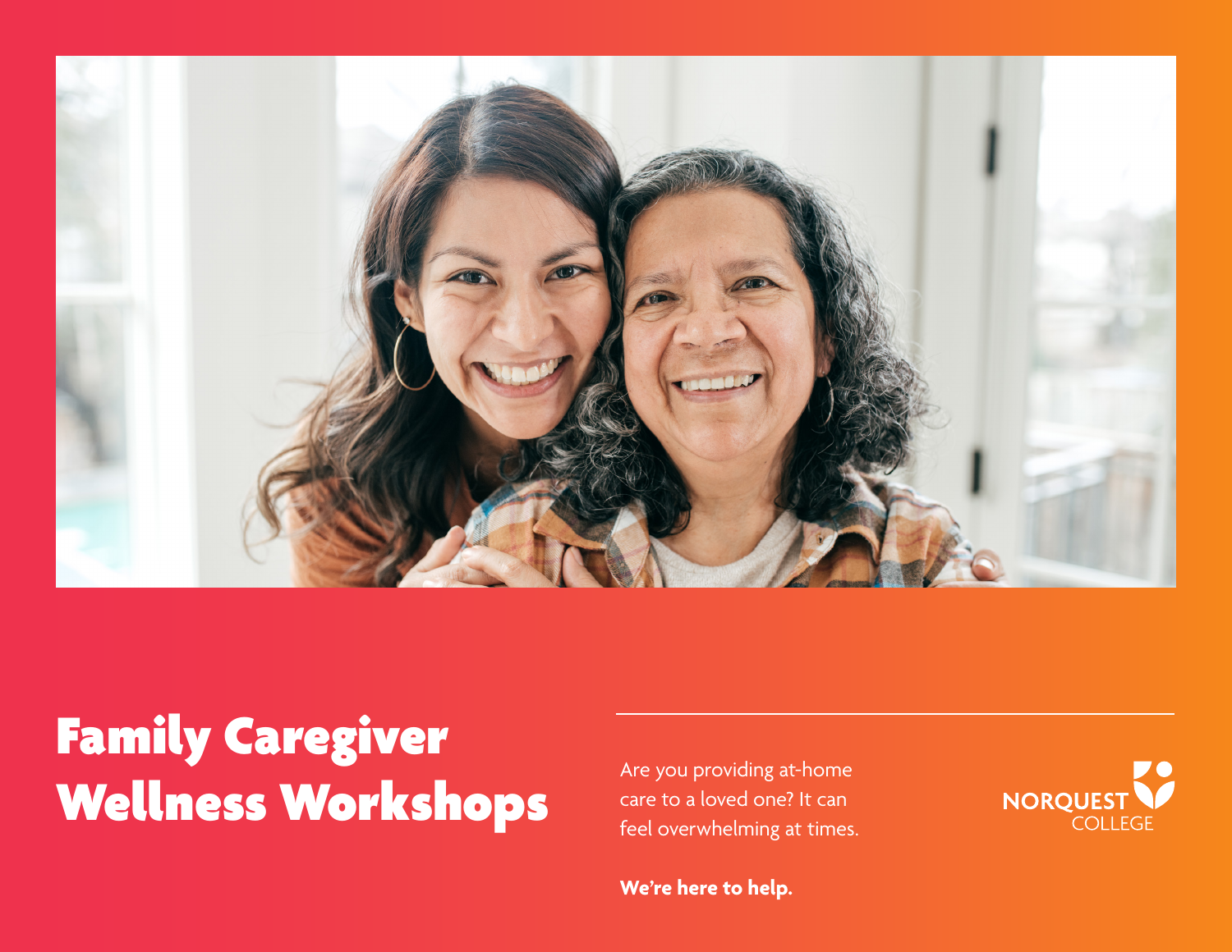# Family Caregiver Wellness Workshops

Are you providing at-home care to a loved one? It can feel overwhelming at times.

**We're here to help.**

NORQUEST COLLEGE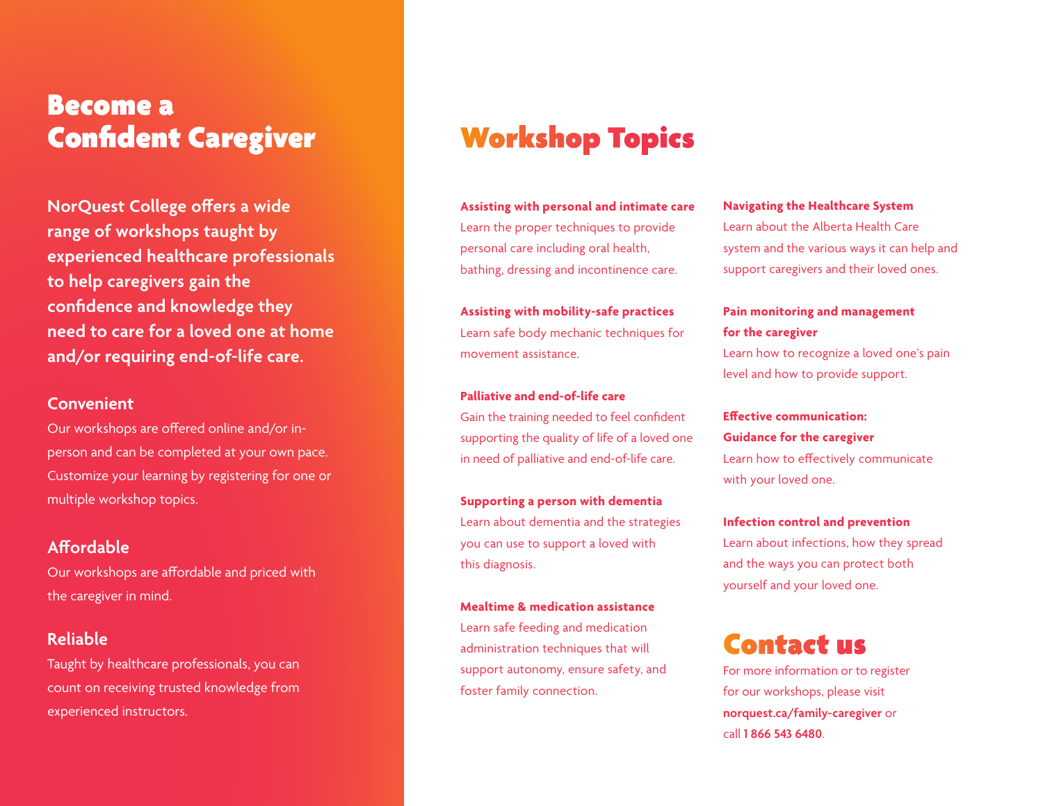# Become a Confident Caregiver

**NorQuest College offers a wide range of workshops taught by experienced healthcare professionals to help caregivers gain the confidence and knowledge they need to care for a loved one at home and/or requiring end-of-life care.**

### Convenient

Our workshops are offered online and/or in-person and can be completed at your own pace. Customize your learning by registering for one or multiple workshop topics.

### Affordable

Our workshops are affordable and priced with the caregiver in mind.

### Reliable

Taught by healthcare professionals, you can count on receiving trusted knowledge from experienced instructors.

# Workshop Topics

**Assisting with personal and intimate care**
Learn the proper techniques to provide personal care including oral health, bathing, dressing and incontinence care.

**Assisting with mobility-safe practices**
Learn safe body mechanic techniques for movement assistance.

**Palliative and end-of-life care**
Gain the training needed to feel confident supporting the quality of life of a loved one in need of palliative and end-of-life care.

**Supporting a person with dementia**
Learn about dementia and the strategies you can use to support a loved with this diagnosis.

**Mealtime & medication assistance**
Learn safe feeding and medication administration techniques that will support autonomy, ensure safety, and foster family connection.

**Navigating the Healthcare System**
Learn about the Alberta Health Care system and the various ways it can help and support caregivers and their loved ones.

**Pain monitoring and management for the caregiver**
Learn how to recognize a loved one's pain level and how to provide support.

**Effective communication: Guidance for the caregiver**
Learn how to effectively communicate with your loved one.

**Infection control and prevention**
Learn about infections, how they spread and the ways you can protect both yourself and your loved one.

## Contact us

For more information or to register for our workshops, please visit **norquest.ca/family-caregiver** or call **1 866 543 6480**.